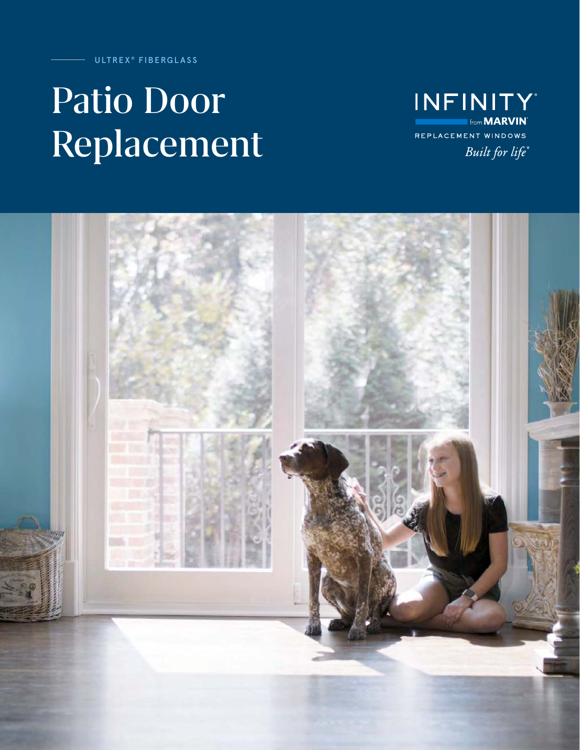ULTREX® FIBERGLASS

# Patio Door Replacement

INFINITY® from MARVIN®

REPLACEMENT WINDOWS

*Built for life®*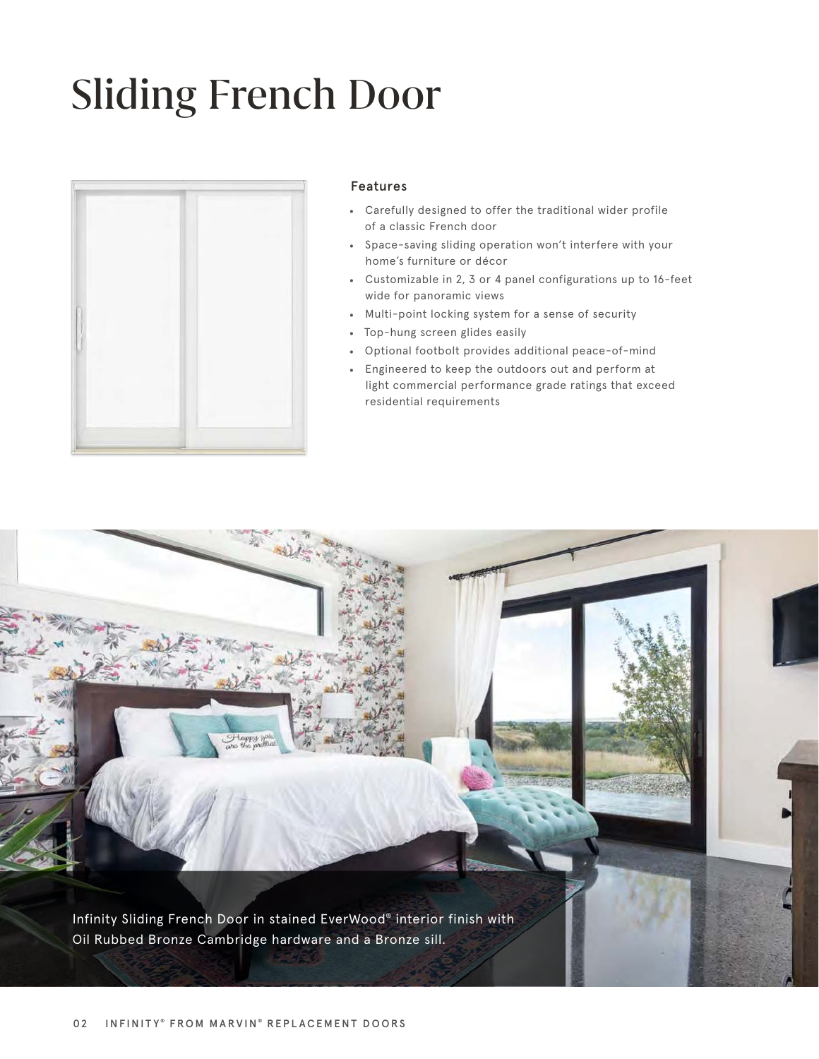# Sliding French Door

### Features

- Carefully designed to offer the traditional wider profile of a classic French door
- Space-saving sliding operation won't interfere with your home's furniture or décor
- Customizable in 2, 3 or 4 panel configurations up to 16-feet wide for panoramic views
- Multi-point locking system for a sense of security
- Top-hung screen glides easily
- Optional footbolt provides additional peace-of-mind
- Engineered to keep the outdoors out and perform at light commercial performance grade ratings that exceed residential requirements

Infinity Sliding French Door in stained EverWood® interior finish with Oil Rubbed Bronze Cambridge hardware and a Bronze sill.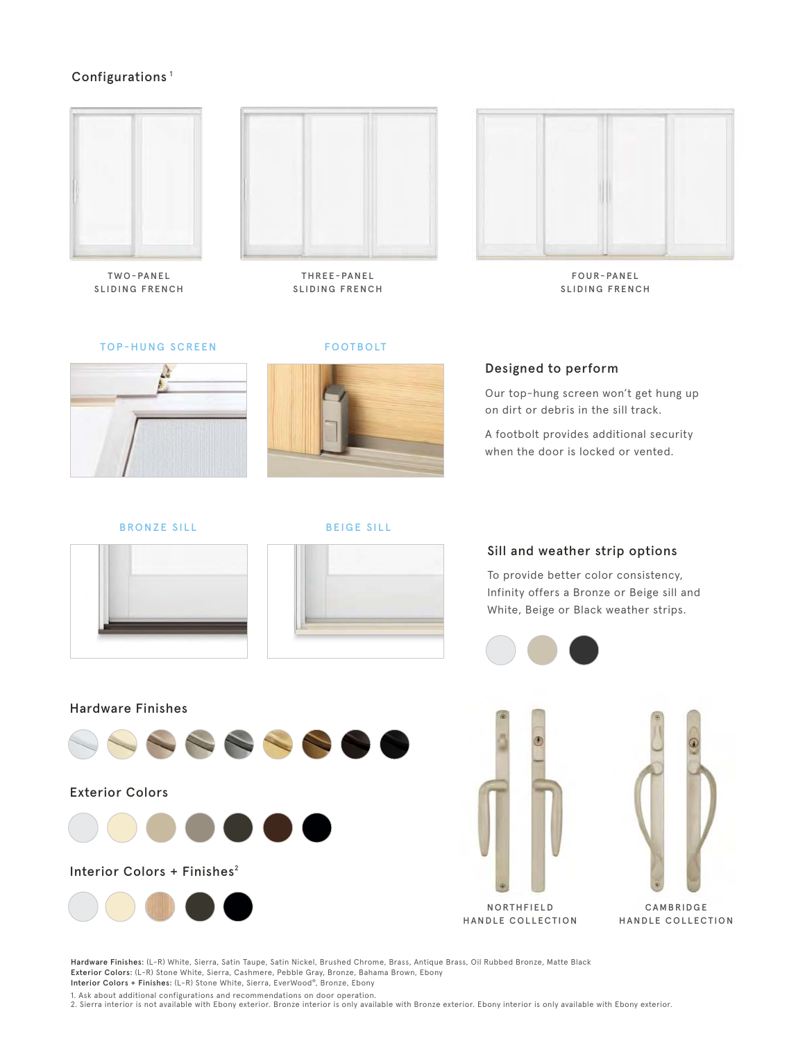## Configurations[1]

TWO-PANEL SLIDING FRENCH

THREE-PANEL SLIDING FRENCH

FOUR-PANEL SLIDING FRENCH

TOP-HUNG SCREEN

FOOTBOLT

### Designed to perform

Our top-hung screen won't get hung up on dirt or debris in the sill track.

A footbolt provides additional security when the door is locked or vented.

BRONZE SILL

BEIGE SILL

### Sill and weather strip options

To provide better color consistency, Infinity offers a Bronze or Beige sill and White, Beige or Black weather strips.

### Hardware Finishes

### Exterior Colors

### Interior Colors + Finishes[2]

NORTHFIELD HANDLE COLLECTION

CAMBRIDGE HANDLE COLLECTION

**Hardware Finishes:** (L-R) White, Sierra, Satin Taupe, Satin Nickel, Brushed Chrome, Brass, Antique Brass, Oil Rubbed Bronze, Matte Black
**Exterior Colors:** (L-R) Stone White, Sierra, Cashmere, Pebble Gray, Bronze, Bahama Brown, Ebony
**Interior Colors + Finishes:** (L-R) Stone White, Sierra, EverWood®, Bronze, Ebony

1. Ask about additional configurations and recommendations on door operation.
2. Sierra interior is not available with Ebony exterior. Bronze interior is only available with Bronze exterior. Ebony interior is only available with Ebony exterior.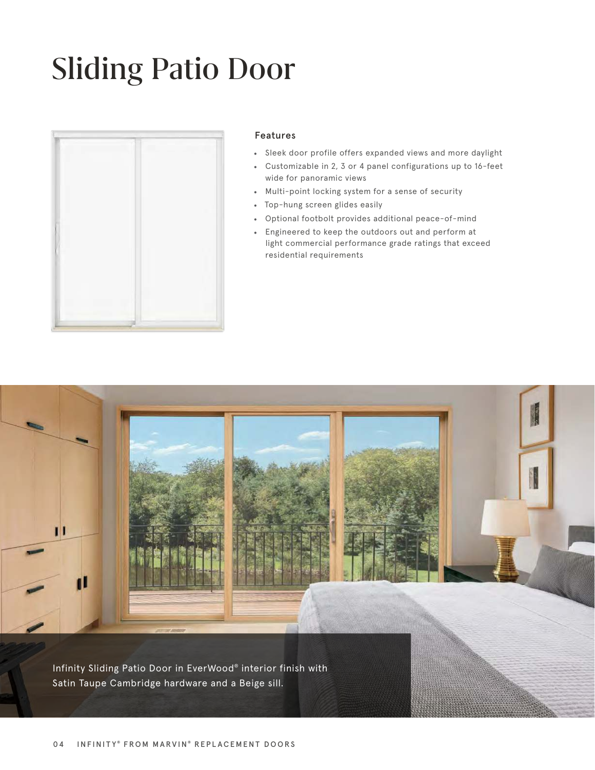# Sliding Patio Door

### Features

- Sleek door profile offers expanded views and more daylight
- Customizable in 2, 3 or 4 panel configurations up to 16-feet wide for panoramic views
- Multi-point locking system for a sense of security
- Top-hung screen glides easily
- Optional footbolt provides additional peace-of-mind
- Engineered to keep the outdoors out and perform at light commercial performance grade ratings that exceed residential requirements

Infinity Sliding Patio Door in EverWood® interior finish with Satin Taupe Cambridge hardware and a Beige sill.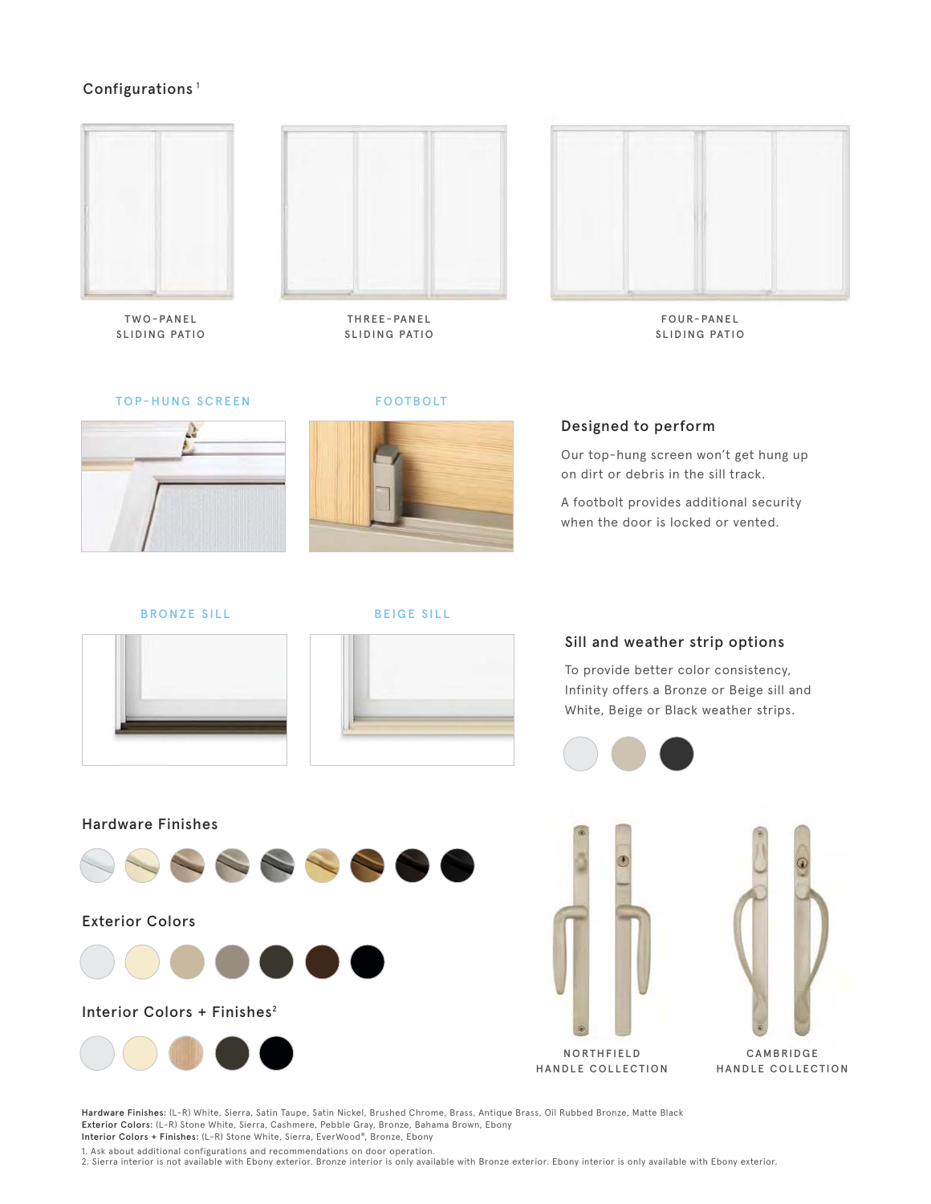## Configurations[1]

TWO-PANEL SLIDING PATIO

THREE-PANEL SLIDING PATIO

FOUR-PANEL SLIDING PATIO

TOP-HUNG SCREEN

FOOTBOLT

### Designed to perform

Our top-hung screen won't get hung up on dirt or debris in the sill track.

A footbolt provides additional security when the door is locked or vented.

BRONZE SILL

BEIGE SILL

### Sill and weather strip options

To provide better color consistency, Infinity offers a Bronze or Beige sill and White, Beige or Black weather strips.

### Hardware Finishes

### Exterior Colors

### Interior Colors + Finishes[2]

NORTHFIELD HANDLE COLLECTION

CAMBRIDGE HANDLE COLLECTION

**Hardware Finishes:** (L-R) White, Sierra, Satin Taupe, Satin Nickel, Brushed Chrome, Brass, Antique Brass, Oil Rubbed Bronze, Matte Black
**Exterior Colors:** (L-R) Stone White, Sierra, Cashmere, Pebble Gray, Bronze, Bahama Brown, Ebony
**Interior Colors + Finishes:** (L-R) Stone White, Sierra, EverWood®, Bronze, Ebony

1. Ask about additional configurations and recommendations on door operation.
2. Sierra interior is not available with Ebony exterior. Bronze interior is only available with Bronze exterior. Ebony interior is only available with Ebony exterior.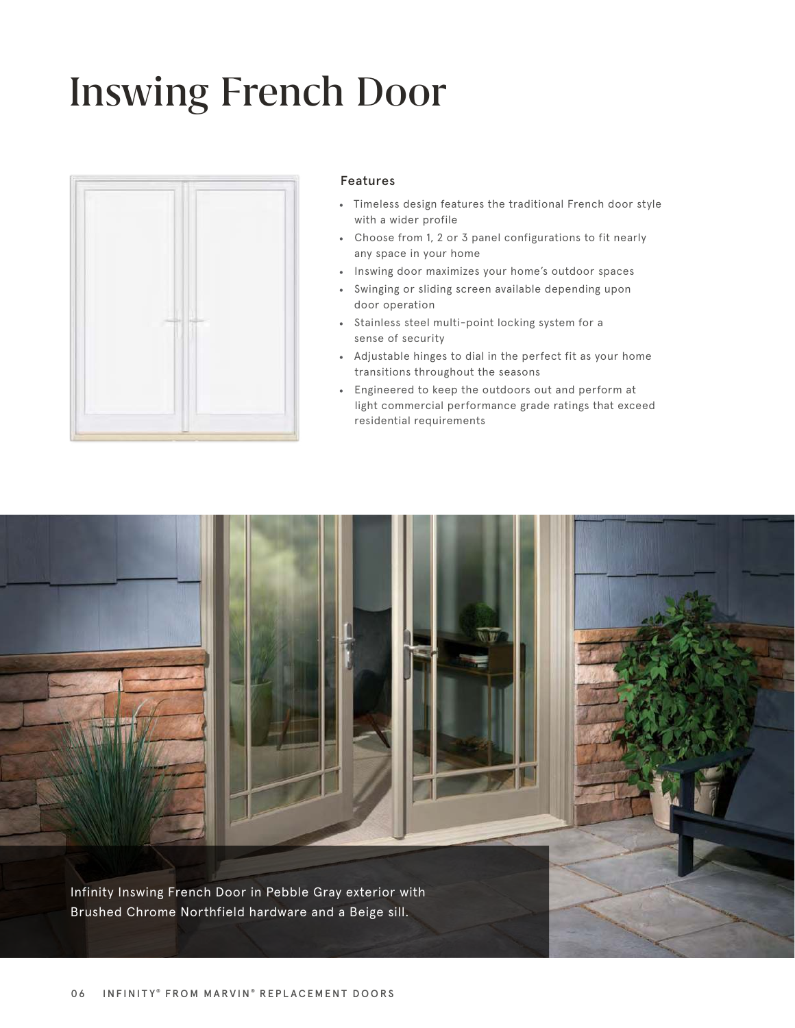# Inswing French Door

### Features

- Timeless design features the traditional French door style with a wider profile
- Choose from 1, 2 or 3 panel configurations to fit nearly any space in your home
- Inswing door maximizes your home's outdoor spaces
- Swinging or sliding screen available depending upon door operation
- Stainless steel multi-point locking system for a sense of security
- Adjustable hinges to dial in the perfect fit as your home transitions throughout the seasons
- Engineered to keep the outdoors out and perform at light commercial performance grade ratings that exceed residential requirements

Infinity Inswing French Door in Pebble Gray exterior with Brushed Chrome Northfield hardware and a Beige sill.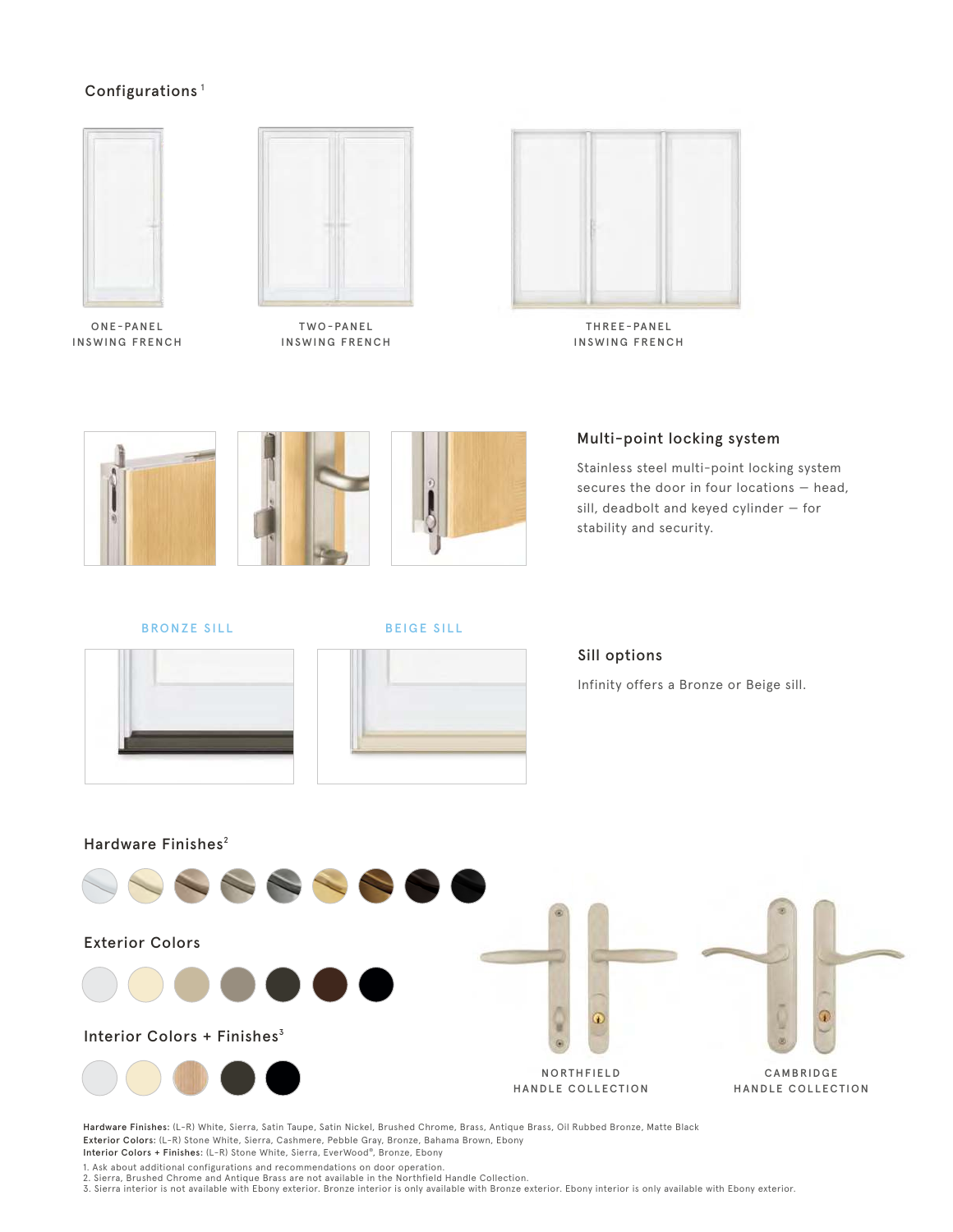## Configurations[1]

ONE-PANEL INSWING FRENCH

TWO-PANEL INSWING FRENCH

THREE-PANEL INSWING FRENCH

## Multi-point locking system

Stainless steel multi-point locking system secures the door in four locations — head, sill, deadbolt and keyed cylinder — for stability and security.

BRONZE SILL

BEIGE SILL

## Sill options

Infinity offers a Bronze or Beige sill.

## Hardware Finishes[2]

## Exterior Colors

## Interior Colors + Finishes[3]

NORTHFIELD HANDLE COLLECTION

CAMBRIDGE HANDLE COLLECTION

**Hardware Finishes:** (L-R) White, Sierra, Satin Taupe, Satin Nickel, Brushed Chrome, Brass, Antique Brass, Oil Rubbed Bronze, Matte Black
**Exterior Colors:** (L-R) Stone White, Sierra, Cashmere, Pebble Gray, Bronze, Bahama Brown, Ebony
**Interior Colors + Finishes:** (L-R) Stone White, Sierra, EverWood®, Bronze, Ebony

1. Ask about additional configurations and recommendations on door operation.
2. Sierra, Brushed Chrome and Antique Brass are not available in the Northfield Handle Collection.
3. Sierra interior is not available with Ebony exterior. Bronze interior is only available with Bronze exterior. Ebony interior is only available with Ebony exterior.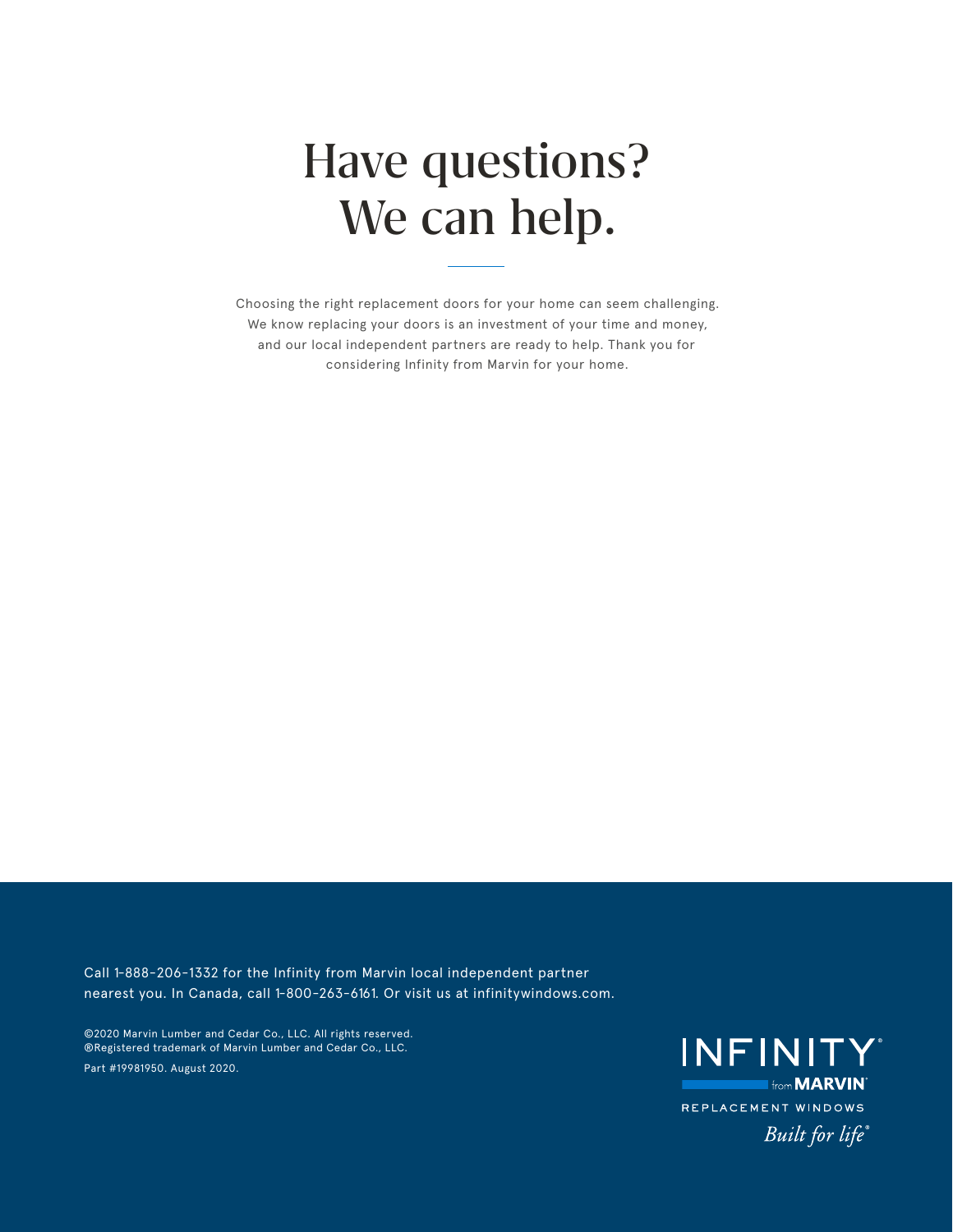# Have questions? We can help.

Choosing the right replacement doors for your home can seem challenging. We know replacing your doors is an investment of your time and money, and our local independent partners are ready to help. Thank you for considering Infinity from Marvin for your home.

Call 1-888-206-1332 for the Infinity from Marvin local independent partner nearest you. In Canada, call 1-800-263-6161. Or visit us at infinitywindows.com.

©2020 Marvin Lumber and Cedar Co., LLC. All rights reserved.
®Registered trademark of Marvin Lumber and Cedar Co., LLC.

Part #19981950. August 2020.

INFINITY® from MARVIN®
REPLACEMENT WINDOWS
*Built for life®*